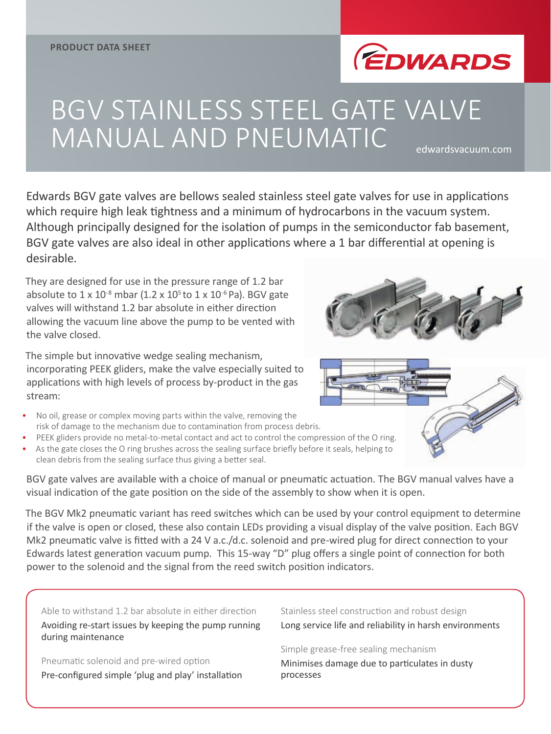PRODUCT DATA SHEET

# BGV STAINLESS STEEL GATE VALVE MANUAL AND PNEUMATIC

edwardsvacuum.com

Edwards BGV gate valves are bellows sealed stainless steel gate valves for use in applications which require high leak tightness and a minimum of hydrocarbons in the vacuum system. Although principally designed for the isolation of pumps in the semiconductor fab basement, BGV gate valves are also ideal in other applications where a 1 bar differential at opening is desirable.

They are designed for use in the pressure range of 1.2 bar absolute to $1 \times 10^{-8}$ mbar ($1.2 \times 10^{5}$ to $1 \times 10^{-6}$ Pa). BGV gate valves will withstand 1.2 bar absolute in either direction allowing the vacuum line above the pump to be vented with the valve closed.

The simple but innovative wedge sealing mechanism, incorporating PEEK gliders, make the valve especially suited to applications with high levels of process by-product in the gas stream:

- No oil, grease or complex moving parts within the valve, removing the risk of damage to the mechanism due to contamination from process debris.
- PEEK gliders provide no metal-to-metal contact and act to control the compression of the O ring.
- As the gate closes the O ring brushes across the sealing surface briefly before it seals, helping to clean debris from the sealing surface thus giving a better seal.

BGV gate valves are available with a choice of manual or pneumatic actuation. The BGV manual valves have a visual indication of the gate position on the side of the assembly to show when it is open.

The BGV Mk2 pneumatic variant has reed switches which can be used by your control equipment to determine if the valve is open or closed, these also contain LEDs providing a visual display of the valve position. Each BGV Mk2 pneumatic valve is fitted with a 24 V a.c./d.c. solenoid and pre-wired plug for direct connection to your Edwards latest generation vacuum pump. This 15-way "D" plug offers a single point of connection for both power to the solenoid and the signal from the reed switch position indicators.

Able to withstand 1.2 bar absolute in either direction
Avoiding re-start issues by keeping the pump running during maintenance

Pneumatic solenoid and pre-wired option
Pre-configured simple 'plug and play' installation

Stainless steel construction and robust design
Long service life and reliability in harsh environments

Simple grease-free sealing mechanism
Minimises damage due to particulates in dusty processes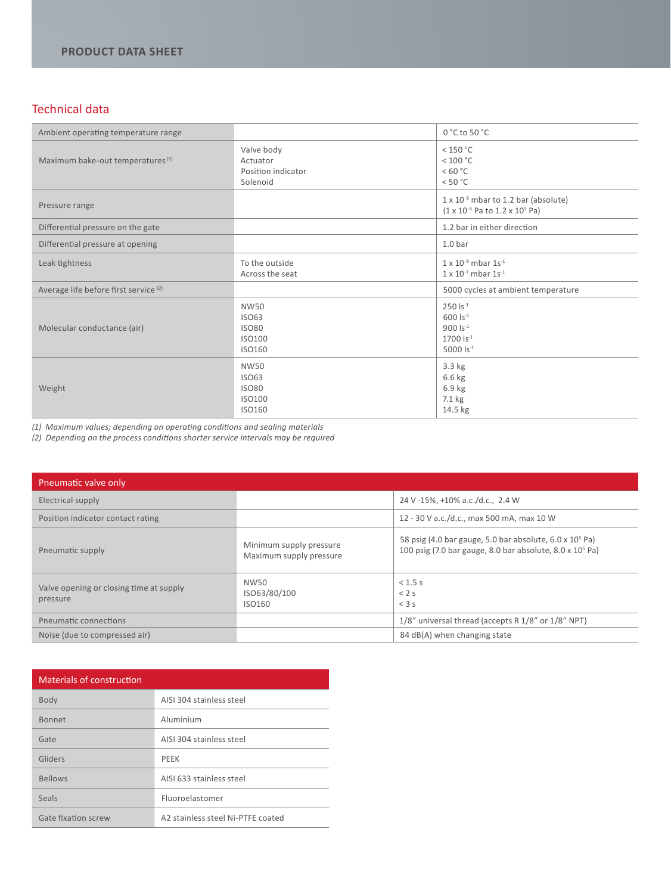## Technical data

| | | |
|---|---|---|
| Ambient operating temperature range | | 0 °C to 50 °C |
| Maximum bake-out temperatures [1] | Valve body<br>Actuator<br>Position indicator<br>Solenoid | < 150 °C<br>< 100 °C<br>< 60 °C<br>< 50 °C |
| Pressure range | | $1 \times 10^{-8}$ mbar to 1.2 bar (absolute)<br>($1 \times 10^{-6}$ Pa to $1.2 \times 10^{5}$ Pa) |
| Differential pressure on the gate | | 1.2 bar in either direction |
| Differential pressure at opening | | 1.0 bar |
| Leak tightness | To the outside<br>Across the seat | $1 \times 10^{-9}$ mbar $1s^{-1}$<br>$1 \times 10^{-7}$ mbar $1s^{-1}$ |
| Average life before first service [2] | | 5000 cycles at ambient temperature |
| Molecular conductance (air) | NW50<br>ISO63<br>ISO80<br>ISO100<br>ISO160 | 250 $ls^{-1}$<br>600 $ls^{-1}$<br>900 $ls^{-1}$<br>1700 $ls^{-1}$<br>5000 $ls^{-1}$ |
| Weight | NW50<br>ISO63<br>ISO80<br>ISO100<br>ISO160 | 3.3 kg<br>6.6 kg<br>6.9 kg<br>7.1 kg<br>14.5 kg |

*(1) Maximum values; depending on operating conditions and sealing materials*
*(2) Depending on the process conditions shorter service intervals may be required*

| Pneumatic valve only | | |
|---|---|---|
| Electrical supply | | 24 V -15%, +10% a.c./d.c., 2.4 W |
| Position indicator contact rating | | 12 - 30 V a.c./d.c., max 500 mA, max 10 W |
| Pneumatic supply | Minimum supply pressure<br>Maximum supply pressure | 58 psig (4.0 bar gauge, 5.0 bar absolute, $6.0 \times 10^{5}$ Pa)<br>100 psig (7.0 bar gauge, 8.0 bar absolute, $8.0 \times 10^{5}$ Pa) |
| Valve opening or closing time at supply pressure | NW50<br>ISO63/80/100<br>ISO160 | < 1.5 s<br>< 2 s<br>< 3 s |
| Pneumatic connections | | 1/8" universal thread (accepts R 1/8" or 1/8" NPT) |
| Noise (due to compressed air) | | 84 dB(A) when changing state |

| Materials of construction | |
|---|---|
| Body | AISI 304 stainless steel |
| Bonnet | Aluminium |
| Gate | AISI 304 stainless steel |
| Gliders | PEEK |
| Bellows | AISI 633 stainless steel |
| Seals | Fluoroelastomer |
| Gate fixation screw | A2 stainless steel Ni-PTFE coated |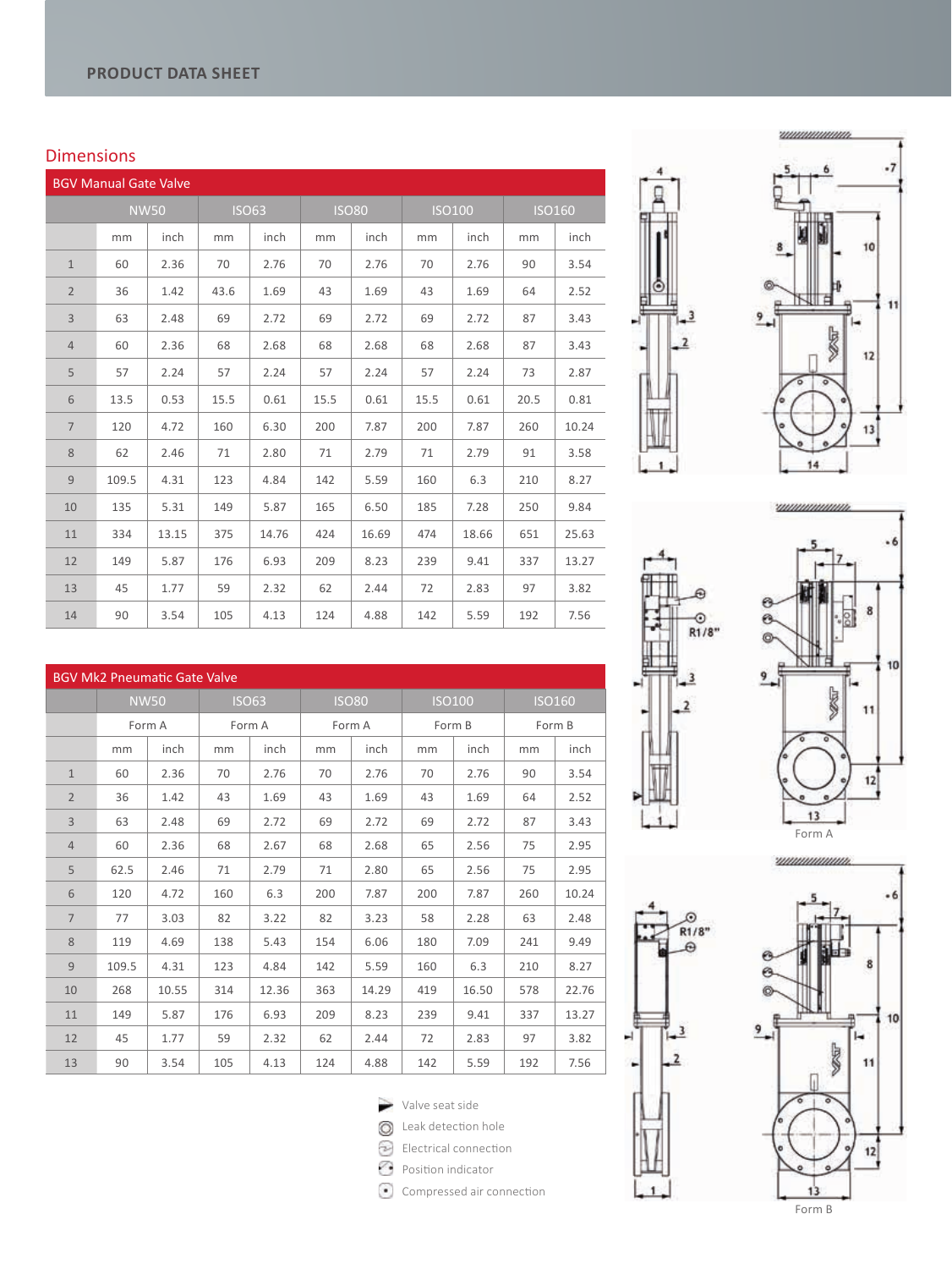## Dimensions

### BGV Manual Gate Valve

| | NW50 | | ISO63 | | ISO80 | | ISO100 | | ISO160 | |
|---|---|---|---|---|---|---|---|---|---|---|
| | mm | inch | mm | inch | mm | inch | mm | inch | mm | inch |
| 1 | 60 | 2.36 | 70 | 2.76 | 70 | 2.76 | 70 | 2.76 | 90 | 3.54 |
| 2 | 36 | 1.42 | 43.6 | 1.69 | 43 | 1.69 | 43 | 1.69 | 64 | 2.52 |
| 3 | 63 | 2.48 | 69 | 2.72 | 69 | 2.72 | 69 | 2.72 | 87 | 3.43 |
| 4 | 60 | 2.36 | 68 | 2.68 | 68 | 2.68 | 68 | 2.68 | 87 | 3.43 |
| 5 | 57 | 2.24 | 57 | 2.24 | 57 | 2.24 | 57 | 2.24 | 73 | 2.87 |
| 6 | 13.5 | 0.53 | 15.5 | 0.61 | 15.5 | 0.61 | 15.5 | 0.61 | 20.5 | 0.81 |
| 7 | 120 | 4.72 | 160 | 6.30 | 200 | 7.87 | 200 | 7.87 | 260 | 10.24 |
| 8 | 62 | 2.46 | 71 | 2.80 | 71 | 2.79 | 71 | 2.79 | 91 | 3.58 |
| 9 | 109.5 | 4.31 | 123 | 4.84 | 142 | 5.59 | 160 | 6.3 | 210 | 8.27 |
| 10 | 135 | 5.31 | 149 | 5.87 | 165 | 6.50 | 185 | 7.28 | 250 | 9.84 |
| 11 | 334 | 13.15 | 375 | 14.76 | 424 | 16.69 | 474 | 18.66 | 651 | 25.63 |
| 12 | 149 | 5.87 | 176 | 6.93 | 209 | 8.23 | 239 | 9.41 | 337 | 13.27 |
| 13 | 45 | 1.77 | 59 | 2.32 | 62 | 2.44 | 72 | 2.83 | 97 | 3.82 |
| 14 | 90 | 3.54 | 105 | 4.13 | 124 | 4.88 | 142 | 5.59 | 192 | 7.56 |

### BGV Mk2 Pneumatic Gate Valve

| | NW50 | | ISO63 | | ISO80 | | ISO100 | | ISO160 | |
|---|---|---|---|---|---|---|---|---|---|---|
| | Form A | | Form A | | Form A | | Form B | | Form B | |
| | mm | inch | mm | inch | mm | inch | mm | inch | mm | inch |
| 1 | 60 | 2.36 | 70 | 2.76 | 70 | 2.76 | 70 | 2.76 | 90 | 3.54 |
| 2 | 36 | 1.42 | 43 | 1.69 | 43 | 1.69 | 43 | 1.69 | 64 | 2.52 |
| 3 | 63 | 2.48 | 69 | 2.72 | 69 | 2.72 | 69 | 2.72 | 87 | 3.43 |
| 4 | 60 | 2.36 | 68 | 2.67 | 68 | 2.68 | 65 | 2.56 | 75 | 2.95 |
| 5 | 62.5 | 2.46 | 71 | 2.79 | 71 | 2.80 | 65 | 2.56 | 75 | 2.95 |
| 6 | 120 | 4.72 | 160 | 6.3 | 200 | 7.87 | 200 | 7.87 | 260 | 10.24 |
| 7 | 77 | 3.03 | 82 | 3.22 | 82 | 3.23 | 58 | 2.28 | 63 | 2.48 |
| 8 | 119 | 4.69 | 138 | 5.43 | 154 | 6.06 | 180 | 7.09 | 241 | 9.49 |
| 9 | 109.5 | 4.31 | 123 | 4.84 | 142 | 5.59 | 160 | 6.3 | 210 | 8.27 |
| 10 | 268 | 10.55 | 314 | 12.36 | 363 | 14.29 | 419 | 16.50 | 578 | 22.76 |
| 11 | 149 | 5.87 | 176 | 6.93 | 209 | 8.23 | 239 | 9.41 | 337 | 13.27 |
| 12 | 45 | 1.77 | 59 | 2.32 | 62 | 2.44 | 72 | 2.83 | 97 | 3.82 |
| 13 | 90 | 3.54 | 105 | 4.13 | 124 | 4.88 | 142 | 5.59 | 192 | 7.56 |

- Valve seat side
- Leak detection hole
- Electrical connection
- Position indicator
- Compressed air connection

R1/8"

Form A

R1/8"

Form B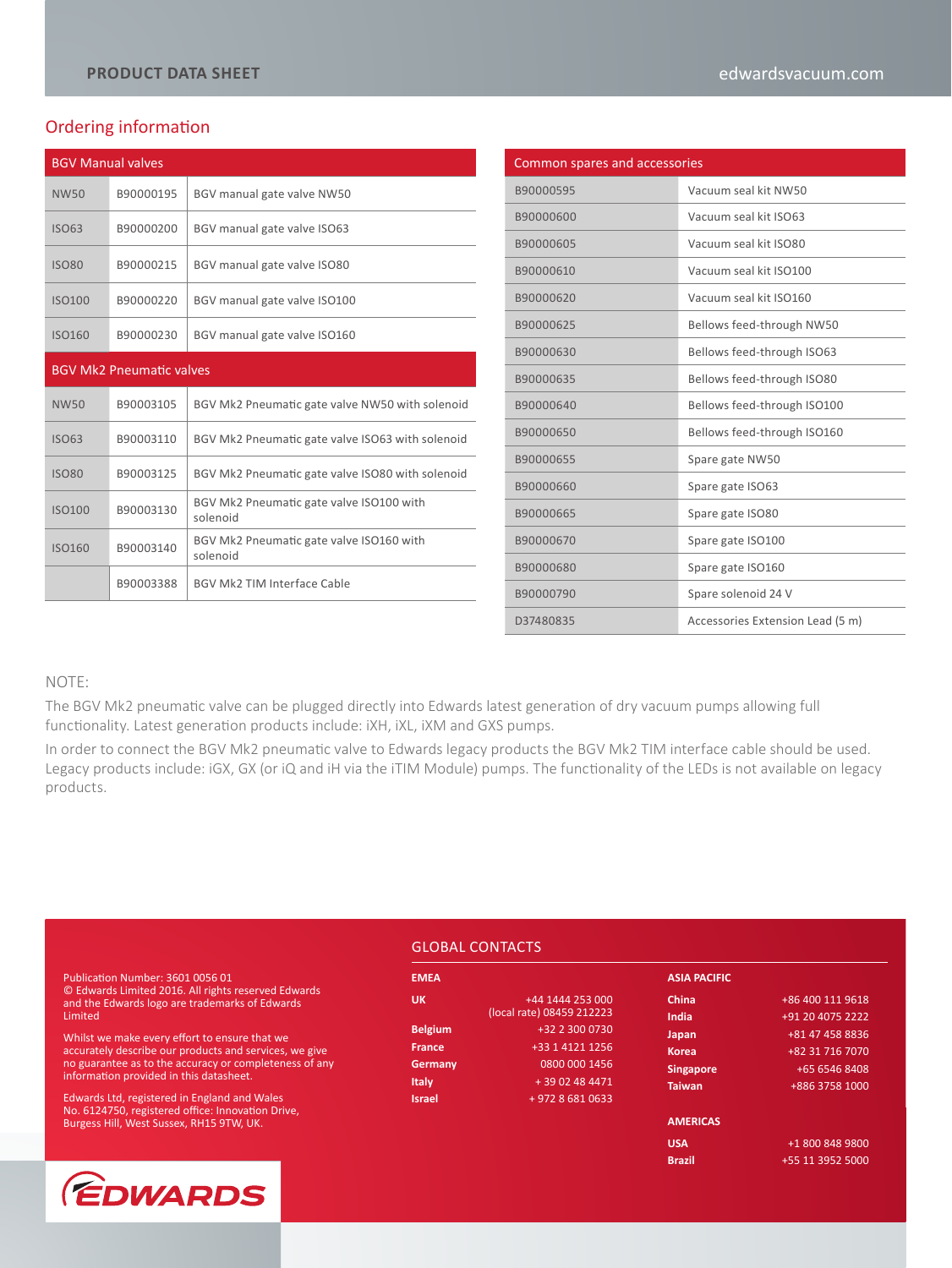## Ordering information

| BGV Manual valves | | |
|---|---|---|
| NW50 | B90000195 | BGV manual gate valve NW50 |
| ISO63 | B90000200 | BGV manual gate valve ISO63 |
| ISO80 | B90000215 | BGV manual gate valve ISO80 |
| ISO100 | B90000220 | BGV manual gate valve ISO100 |
| ISO160 | B90000230 | BGV manual gate valve ISO160 |
| **BGV Mk2 Pneumatic valves** | | |
| NW50 | B90003105 | BGV Mk2 Pneumatic gate valve NW50 with solenoid |
| ISO63 | B90003110 | BGV Mk2 Pneumatic gate valve ISO63 with solenoid |
| ISO80 | B90003125 | BGV Mk2 Pneumatic gate valve ISO80 with solenoid |
| ISO100 | B90003130 | BGV Mk2 Pneumatic gate valve ISO100 with solenoid |
| ISO160 | B90003140 | BGV Mk2 Pneumatic gate valve ISO160 with solenoid |
| | B90003388 | BGV Mk2 TIM Interface Cable |

| Common spares and accessories | |
|---|---|
| B90000595 | Vacuum seal kit NW50 |
| B90000600 | Vacuum seal kit ISO63 |
| B90000605 | Vacuum seal kit ISO80 |
| B90000610 | Vacuum seal kit ISO100 |
| B90000620 | Vacuum seal kit ISO160 |
| B90000625 | Bellows feed-through NW50 |
| B90000630 | Bellows feed-through ISO63 |
| B90000635 | Bellows feed-through ISO80 |
| B90000640 | Bellows feed-through ISO100 |
| B90000650 | Bellows feed-through ISO160 |
| B90000655 | Spare gate NW50 |
| B90000660 | Spare gate ISO63 |
| B90000665 | Spare gate ISO80 |
| B90000670 | Spare gate ISO100 |
| B90000680 | Spare gate ISO160 |
| B90000790 | Spare solenoid 24 V |
| D37480835 | Accessories Extension Lead (5 m) |

NOTE:

The BGV Mk2 pneumatic valve can be plugged directly into Edwards latest generation of dry vacuum pumps allowing full functionality. Latest generation products include: iXH, iXL, iXM and GXS pumps.

In order to connect the BGV Mk2 pneumatic valve to Edwards legacy products the BGV Mk2 TIM interface cable should be used. Legacy products include: iGX, GX (or iQ and iH via the iTIM Module) pumps. The functionality of the LEDs is not available on legacy products.

Publication Number: 3601 0056 01
© Edwards Limited 2016. All rights reserved Edwards and the Edwards logo are trademarks of Edwards Limited

Whilst we make every effort to ensure that we accurately describe our products and services, we give no guarantee as to the accuracy or completeness of any information provided in this datasheet.

Edwards Ltd, registered in England and Wales No. 6124750, registered office: Innovation Drive, Burgess Hill, West Sussex, RH15 9TW, UK.

## GLOBAL CONTACTS

**EMEA**

| | |
|---|---|
| **UK** | +44 1444 253 000 (local rate) 08459 212223 |
| **Belgium** | +32 2 300 0730 |
| **France** | +33 1 4121 1256 |
| **Germany** | 0800 000 1456 |
| **Italy** | + 39 02 48 4471 |
| **Israel** | + 972 8 681 0633 |

**ASIA PACIFIC**

| | |
|---|---|
| **China** | +86 400 111 9618 |
| **India** | +91 20 4075 2222 |
| **Japan** | +81 47 458 8836 |
| **Korea** | +82 31 716 7070 |
| **Singapore** | +65 6546 8408 |
| **Taiwan** | +886 3758 1000 |

**AMERICAS**

| | |
|---|---|
| **USA** | +1 800 848 9800 |
| **Brazil** | +55 11 3952 5000 |

EDWARDS